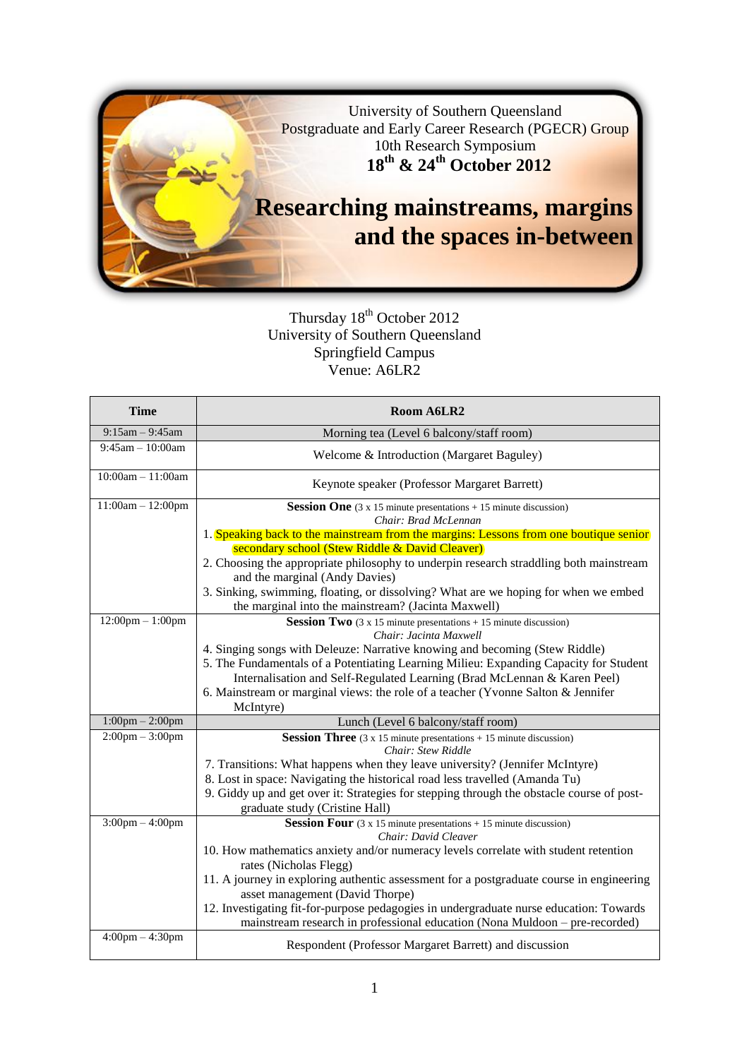University of Southern Queensland
Postgraduate and Early Career Research (PGECR) Group
10th Research Symposium
**18th & 24th October 2012**

# Researching mainstreams, margins and the spaces in-between

Thursday 18th October 2012
University of Southern Queensland
Springfield Campus
Venue: A6LR2

| Time | Room A6LR2 |
|---|---|
| 9:15am – 9:45am | Morning tea (Level 6 balcony/staff room) |
| 9:45am – 10:00am | Welcome & Introduction (Margaret Baguley) |
| 10:00am – 11:00am | Keynote speaker (Professor Margaret Barrett) |
| 11:00am – 12:00pm | **Session One** (3 x 15 minute presentations + 15 minute discussion)<br>*Chair: Brad McLennan*<br>1. Speaking back to the mainstream from the margins: Lessons from one boutique senior secondary school (Stew Riddle & David Cleaver)<br>2. Choosing the appropriate philosophy to underpin research straddling both mainstream and the marginal (Andy Davies)<br>3. Sinking, swimming, floating, or dissolving? What are we hoping for when we embed the marginal into the mainstream? (Jacinta Maxwell) |
| 12:00pm – 1:00pm | **Session Two** (3 x 15 minute presentations + 15 minute discussion)<br>*Chair: Jacinta Maxwell*<br>4. Singing songs with Deleuze: Narrative knowing and becoming (Stew Riddle)<br>5. The Fundamentals of a Potentiating Learning Milieu: Expanding Capacity for Student Internalisation and Self-Regulated Learning (Brad McLennan & Karen Peel)<br>6. Mainstream or marginal views: the role of a teacher (Yvonne Salton & Jennifer McIntyre) |
| 1:00pm – 2:00pm | Lunch (Level 6 balcony/staff room) |
| 2:00pm – 3:00pm | **Session Three** (3 x 15 minute presentations + 15 minute discussion)<br>*Chair: Stew Riddle*<br>7. Transitions: What happens when they leave university? (Jennifer McIntyre)<br>8. Lost in space: Navigating the historical road less travelled (Amanda Tu)<br>9. Giddy up and get over it: Strategies for stepping through the obstacle course of post-graduate study (Cristine Hall) |
| 3:00pm – 4:00pm | **Session Four** (3 x 15 minute presentations + 15 minute discussion)<br>*Chair: David Cleaver*<br>10. How mathematics anxiety and/or numeracy levels correlate with student retention rates (Nicholas Flegg)<br>11. A journey in exploring authentic assessment for a postgraduate course in engineering asset management (David Thorpe)<br>12. Investigating fit-for-purpose pedagogies in undergraduate nurse education: Towards mainstream research in professional education (Nona Muldoon – pre-recorded) |
| 4:00pm – 4:30pm | Respondent (Professor Margaret Barrett) and discussion |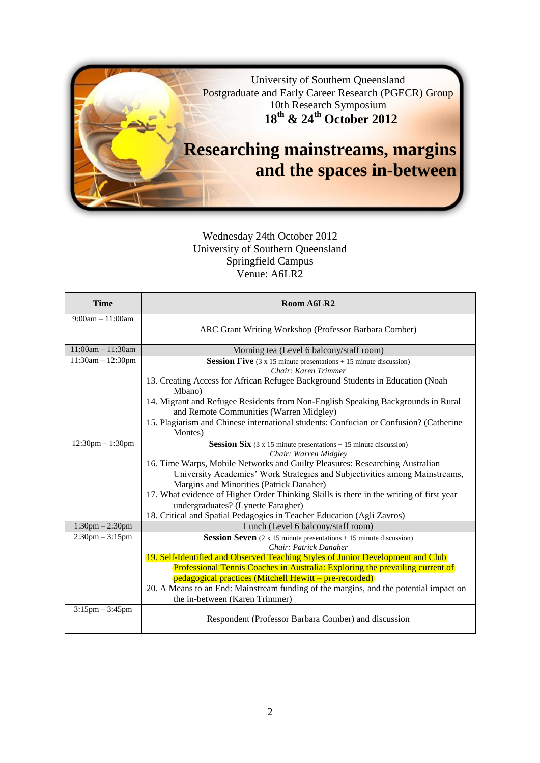University of Southern Queensland
Postgraduate and Early Career Research (PGECR) Group
10th Research Symposium
**18th & 24th October 2012**

# Researching mainstreams, margins and the spaces in-between

Wednesday 24th October 2012
University of Southern Queensland
Springfield Campus
Venue: A6LR2

| Time | Room A6LR2 |
|---|---|
| 9:00am – 11:00am | ARC Grant Writing Workshop (Professor Barbara Comber) |
| 11:00am – 11:30am | Morning tea (Level 6 balcony/staff room) |
| 11:30am – 12:30pm | **Session Five** (3 x 15 minute presentations + 15 minute discussion)<br>*Chair: Karen Trimmer*<br>13. Creating Access for African Refugee Background Students in Education (Noah Mbano)<br>14. Migrant and Refugee Residents from Non-English Speaking Backgrounds in Rural and Remote Communities (Warren Midgley)<br>15. Plagiarism and Chinese international students: Confucian or Confusion? (Catherine Montes) |
| 12:30pm – 1:30pm | **Session Six** (3 x 15 minute presentations + 15 minute discussion)<br>*Chair: Warren Midgley*<br>16. Time Warps, Mobile Networks and Guilty Pleasures: Researching Australian University Academics' Work Strategies and Subjectivities among Mainstreams, Margins and Minorities (Patrick Danaher)<br>17. What evidence of Higher Order Thinking Skills is there in the writing of first year undergraduates? (Lynette Faragher)<br>18. Critical and Spatial Pedagogies in Teacher Education (Agli Zavros) |
| 1:30pm – 2:30pm | Lunch (Level 6 balcony/staff room) |
| 2:30pm – 3:15pm | **Session Seven** (2 x 15 minute presentations + 15 minute discussion)<br>*Chair: Patrick Danaher*<br>19. Self-Identified and Observed Teaching Styles of Junior Development and Club Professional Tennis Coaches in Australia: Exploring the prevailing current of pedagogical practices (Mitchell Hewitt – pre-recorded)<br>20. A Means to an End: Mainstream funding of the margins, and the potential impact on the in-between (Karen Trimmer) |
| 3:15pm – 3:45pm | Respondent (Professor Barbara Comber) and discussion |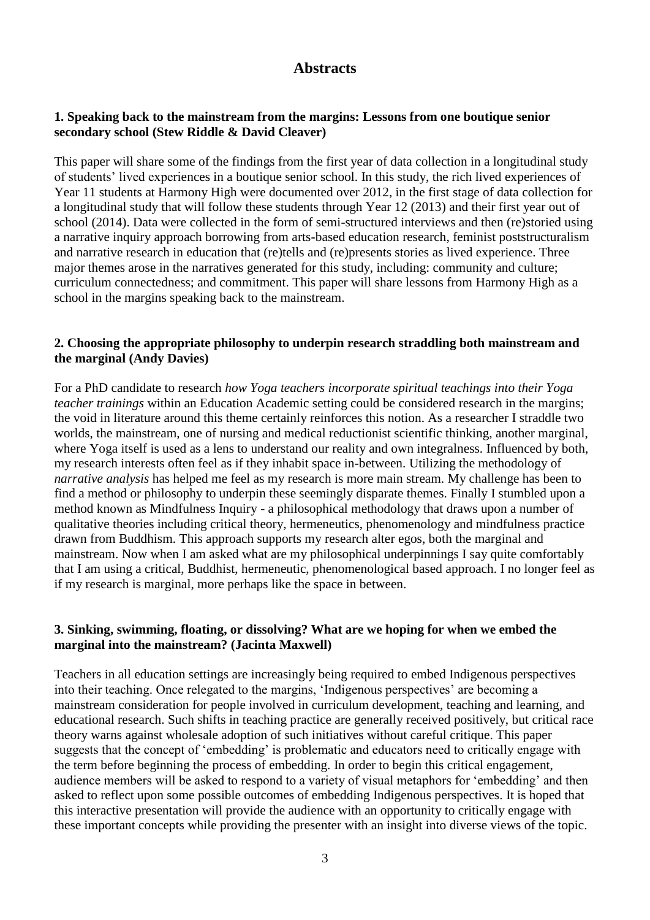# Abstracts

### 1. Speaking back to the mainstream from the margins: Lessons from one boutique senior secondary school (Stew Riddle & David Cleaver)

This paper will share some of the findings from the first year of data collection in a longitudinal study of students' lived experiences in a boutique senior school. In this study, the rich lived experiences of Year 11 students at Harmony High were documented over 2012, in the first stage of data collection for a longitudinal study that will follow these students through Year 12 (2013) and their first year out of school (2014). Data were collected in the form of semi-structured interviews and then (re)storied using a narrative inquiry approach borrowing from arts-based education research, feminist poststructuralism and narrative research in education that (re)tells and (re)presents stories as lived experience. Three major themes arose in the narratives generated for this study, including: community and culture; curriculum connectedness; and commitment. This paper will share lessons from Harmony High as a school in the margins speaking back to the mainstream.

### 2. Choosing the appropriate philosophy to underpin research straddling both mainstream and the marginal (Andy Davies)

For a PhD candidate to research *how Yoga teachers incorporate spiritual teachings into their Yoga teacher trainings* within an Education Academic setting could be considered research in the margins; the void in literature around this theme certainly reinforces this notion. As a researcher I straddle two worlds, the mainstream, one of nursing and medical reductionist scientific thinking, another marginal, where Yoga itself is used as a lens to understand our reality and own integralness. Influenced by both, my research interests often feel as if they inhabit space in-between. Utilizing the methodology of *narrative analysis* has helped me feel as my research is more main stream. My challenge has been to find a method or philosophy to underpin these seemingly disparate themes. Finally I stumbled upon a method known as Mindfulness Inquiry - a philosophical methodology that draws upon a number of qualitative theories including critical theory, hermeneutics, phenomenology and mindfulness practice drawn from Buddhism. This approach supports my research alter egos, both the marginal and mainstream. Now when I am asked what are my philosophical underpinnings I say quite comfortably that I am using a critical, Buddhist, hermeneutic, phenomenological based approach. I no longer feel as if my research is marginal, more perhaps like the space in between.

### 3. Sinking, swimming, floating, or dissolving? What are we hoping for when we embed the marginal into the mainstream? (Jacinta Maxwell)

Teachers in all education settings are increasingly being required to embed Indigenous perspectives into their teaching. Once relegated to the margins, 'Indigenous perspectives' are becoming a mainstream consideration for people involved in curriculum development, teaching and learning, and educational research. Such shifts in teaching practice are generally received positively, but critical race theory warns against wholesale adoption of such initiatives without careful critique. This paper suggests that the concept of 'embedding' is problematic and educators need to critically engage with the term before beginning the process of embedding. In order to begin this critical engagement, audience members will be asked to respond to a variety of visual metaphors for 'embedding' and then asked to reflect upon some possible outcomes of embedding Indigenous perspectives. It is hoped that this interactive presentation will provide the audience with an opportunity to critically engage with these important concepts while providing the presenter with an insight into diverse views of the topic.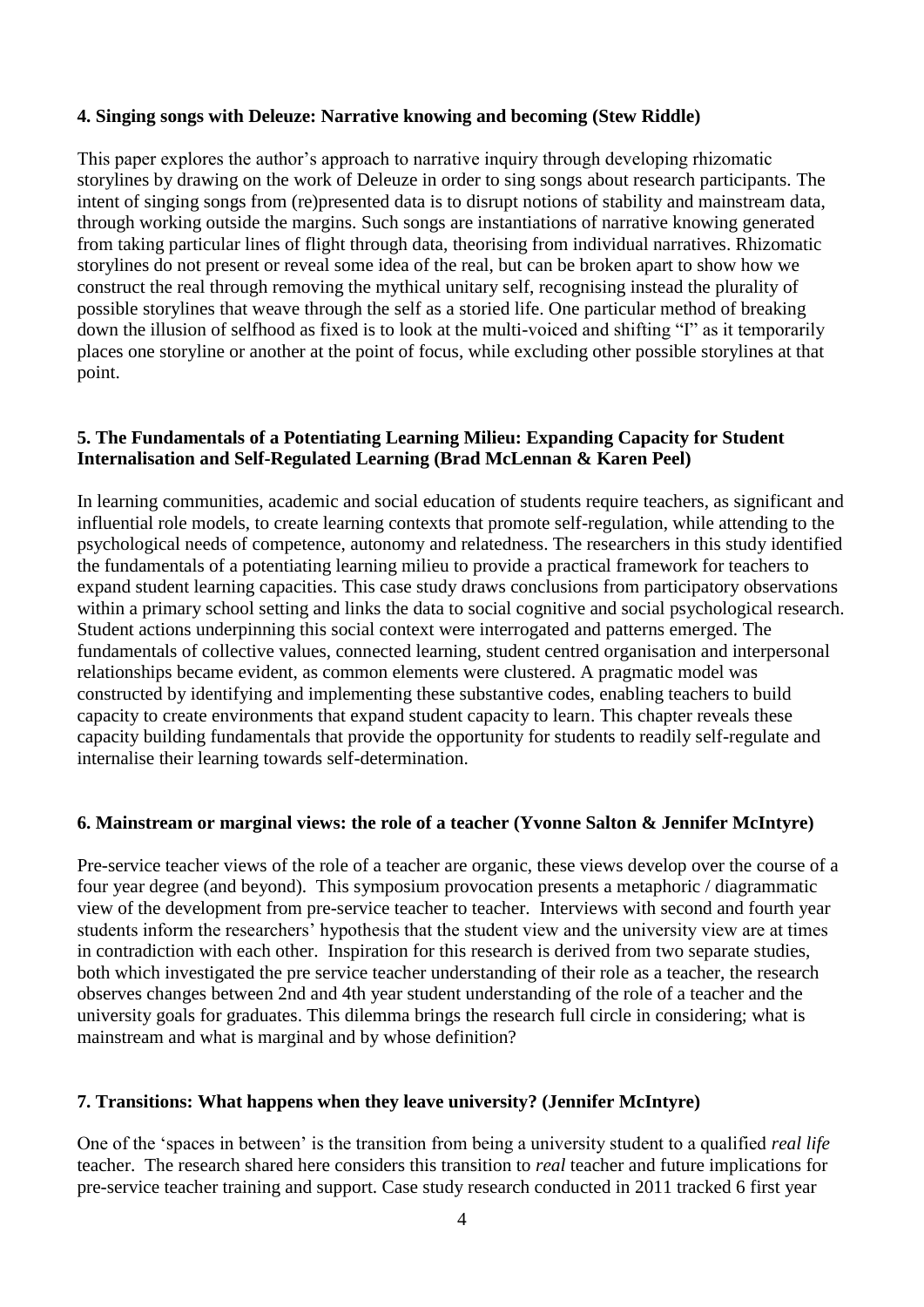**4. Singing songs with Deleuze: Narrative knowing and becoming (Stew Riddle)**

This paper explores the author's approach to narrative inquiry through developing rhizomatic storylines by drawing on the work of Deleuze in order to sing songs about research participants. The intent of singing songs from (re)presented data is to disrupt notions of stability and mainstream data, through working outside the margins. Such songs are instantiations of narrative knowing generated from taking particular lines of flight through data, theorising from individual narratives. Rhizomatic storylines do not present or reveal some idea of the real, but can be broken apart to show how we construct the real through removing the mythical unitary self, recognising instead the plurality of possible storylines that weave through the self as a storied life. One particular method of breaking down the illusion of selfhood as fixed is to look at the multi-voiced and shifting "I" as it temporarily places one storyline or another at the point of focus, while excluding other possible storylines at that point.

**5. The Fundamentals of a Potentiating Learning Milieu: Expanding Capacity for Student Internalisation and Self-Regulated Learning (Brad McLennan & Karen Peel)**

In learning communities, academic and social education of students require teachers, as significant and influential role models, to create learning contexts that promote self-regulation, while attending to the psychological needs of competence, autonomy and relatedness. The researchers in this study identified the fundamentals of a potentiating learning milieu to provide a practical framework for teachers to expand student learning capacities. This case study draws conclusions from participatory observations within a primary school setting and links the data to social cognitive and social psychological research. Student actions underpinning this social context were interrogated and patterns emerged. The fundamentals of collective values, connected learning, student centred organisation and interpersonal relationships became evident, as common elements were clustered. A pragmatic model was constructed by identifying and implementing these substantive codes, enabling teachers to build capacity to create environments that expand student capacity to learn. This chapter reveals these capacity building fundamentals that provide the opportunity for students to readily self-regulate and internalise their learning towards self-determination.

**6. Mainstream or marginal views: the role of a teacher (Yvonne Salton & Jennifer McIntyre)**

Pre-service teacher views of the role of a teacher are organic, these views develop over the course of a four year degree (and beyond). This symposium provocation presents a metaphoric / diagrammatic view of the development from pre-service teacher to teacher. Interviews with second and fourth year students inform the researchers' hypothesis that the student view and the university view are at times in contradiction with each other. Inspiration for this research is derived from two separate studies, both which investigated the pre service teacher understanding of their role as a teacher, the research observes changes between 2nd and 4th year student understanding of the role of a teacher and the university goals for graduates. This dilemma brings the research full circle in considering; what is mainstream and what is marginal and by whose definition?

**7. Transitions: What happens when they leave university? (Jennifer McIntyre)**

One of the 'spaces in between' is the transition from being a university student to a qualified *real life* teacher. The research shared here considers this transition to *real* teacher and future implications for pre-service teacher training and support. Case study research conducted in 2011 tracked 6 first year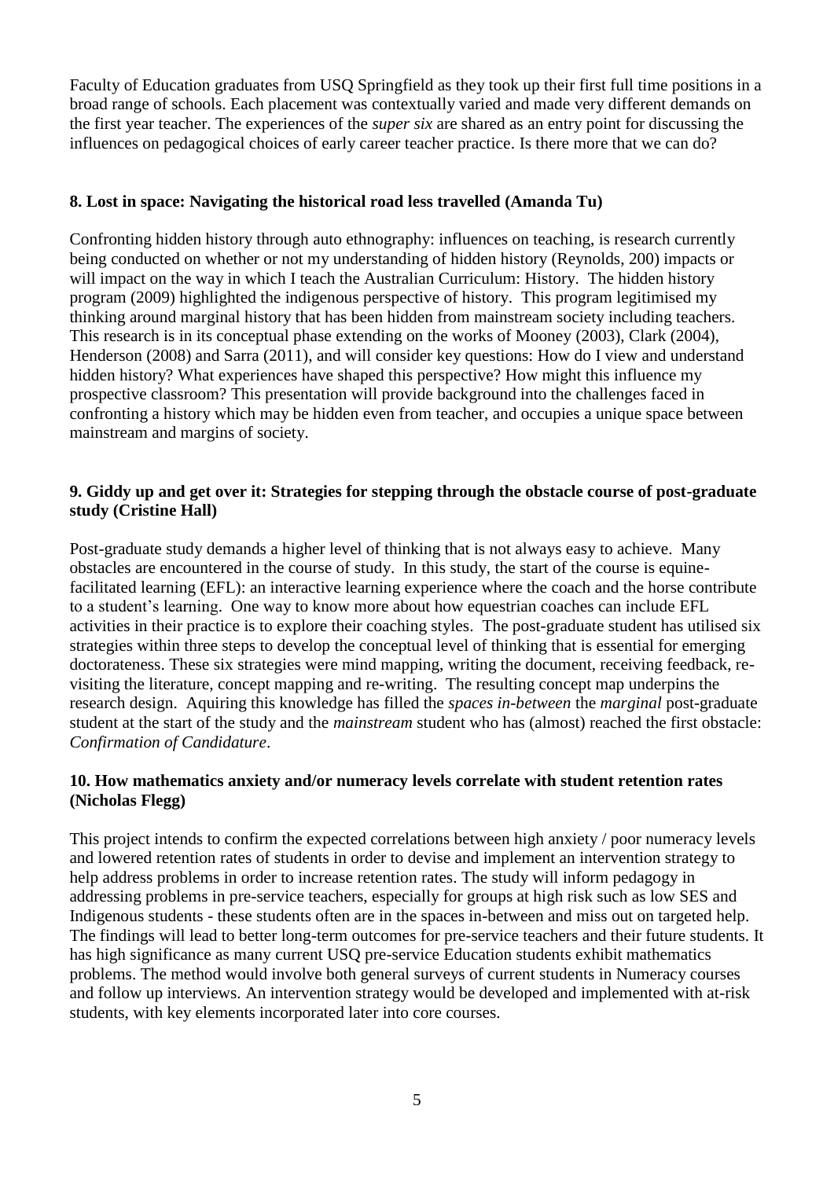Faculty of Education graduates from USQ Springfield as they took up their first full time positions in a broad range of schools. Each placement was contextually varied and made very different demands on the first year teacher. The experiences of the *super six* are shared as an entry point for discussing the influences on pedagogical choices of early career teacher practice. Is there more that we can do?

### 8. Lost in space: Navigating the historical road less travelled (Amanda Tu)

Confronting hidden history through auto ethnography: influences on teaching, is research currently being conducted on whether or not my understanding of hidden history (Reynolds, 200) impacts or will impact on the way in which I teach the Australian Curriculum: History. The hidden history program (2009) highlighted the indigenous perspective of history. This program legitimised my thinking around marginal history that has been hidden from mainstream society including teachers. This research is in its conceptual phase extending on the works of Mooney (2003), Clark (2004), Henderson (2008) and Sarra (2011), and will consider key questions: How do I view and understand hidden history? What experiences have shaped this perspective? How might this influence my prospective classroom? This presentation will provide background into the challenges faced in confronting a history which may be hidden even from teacher, and occupies a unique space between mainstream and margins of society.

### 9. Giddy up and get over it: Strategies for stepping through the obstacle course of post-graduate study (Cristine Hall)

Post-graduate study demands a higher level of thinking that is not always easy to achieve. Many obstacles are encountered in the course of study. In this study, the start of the course is equine-facilitated learning (EFL): an interactive learning experience where the coach and the horse contribute to a student's learning. One way to know more about how equestrian coaches can include EFL activities in their practice is to explore their coaching styles. The post-graduate student has utilised six strategies within three steps to develop the conceptual level of thinking that is essential for emerging doctorateness. These six strategies were mind mapping, writing the document, receiving feedback, re-visiting the literature, concept mapping and re-writing. The resulting concept map underpins the research design. Aquiring this knowledge has filled the *spaces in-between* the *marginal* post-graduate student at the start of the study and the *mainstream* student who has (almost) reached the first obstacle: *Confirmation of Candidature*.

### 10. How mathematics anxiety and/or numeracy levels correlate with student retention rates (Nicholas Flegg)

This project intends to confirm the expected correlations between high anxiety / poor numeracy levels and lowered retention rates of students in order to devise and implement an intervention strategy to help address problems in order to increase retention rates. The study will inform pedagogy in addressing problems in pre-service teachers, especially for groups at high risk such as low SES and Indigenous students - these students often are in the spaces in-between and miss out on targeted help. The findings will lead to better long-term outcomes for pre-service teachers and their future students. It has high significance as many current USQ pre-service Education students exhibit mathematics problems. The method would involve both general surveys of current students in Numeracy courses and follow up interviews. An intervention strategy would be developed and implemented with at-risk students, with key elements incorporated later into core courses.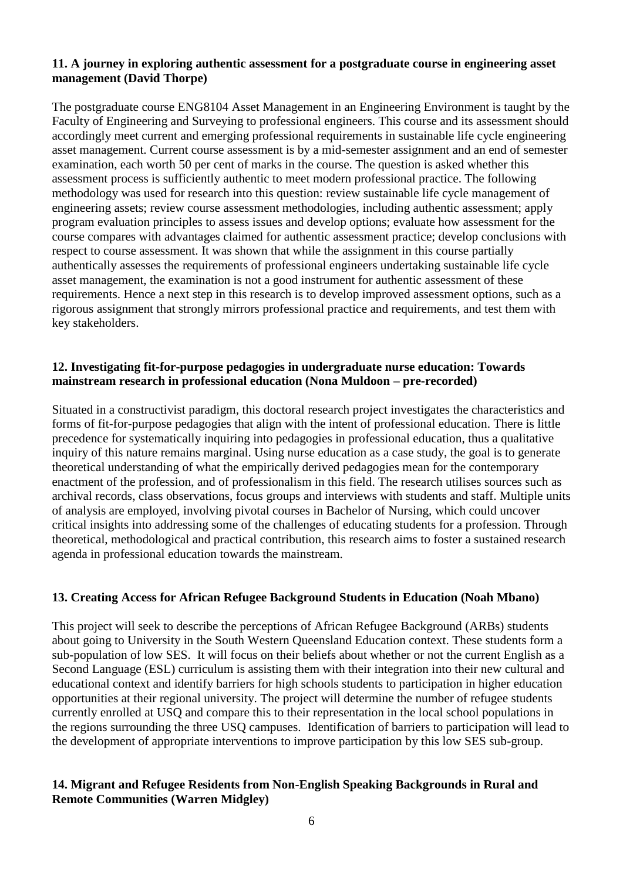### 11. A journey in exploring authentic assessment for a postgraduate course in engineering asset management (David Thorpe)

The postgraduate course ENG8104 Asset Management in an Engineering Environment is taught by the Faculty of Engineering and Surveying to professional engineers. This course and its assessment should accordingly meet current and emerging professional requirements in sustainable life cycle engineering asset management. Current course assessment is by a mid-semester assignment and an end of semester examination, each worth 50 per cent of marks in the course. The question is asked whether this assessment process is sufficiently authentic to meet modern professional practice. The following methodology was used for research into this question: review sustainable life cycle management of engineering assets; review course assessment methodologies, including authentic assessment; apply program evaluation principles to assess issues and develop options; evaluate how assessment for the course compares with advantages claimed for authentic assessment practice; develop conclusions with respect to course assessment. It was shown that while the assignment in this course partially authentically assesses the requirements of professional engineers undertaking sustainable life cycle asset management, the examination is not a good instrument for authentic assessment of these requirements. Hence a next step in this research is to develop improved assessment options, such as a rigorous assignment that strongly mirrors professional practice and requirements, and test them with key stakeholders.

### 12. Investigating fit-for-purpose pedagogies in undergraduate nurse education: Towards mainstream research in professional education (Nona Muldoon – pre-recorded)

Situated in a constructivist paradigm, this doctoral research project investigates the characteristics and forms of fit-for-purpose pedagogies that align with the intent of professional education. There is little precedence for systematically inquiring into pedagogies in professional education, thus a qualitative inquiry of this nature remains marginal. Using nurse education as a case study, the goal is to generate theoretical understanding of what the empirically derived pedagogies mean for the contemporary enactment of the profession, and of professionalism in this field. The research utilises sources such as archival records, class observations, focus groups and interviews with students and staff. Multiple units of analysis are employed, involving pivotal courses in Bachelor of Nursing, which could uncover critical insights into addressing some of the challenges of educating students for a profession. Through theoretical, methodological and practical contribution, this research aims to foster a sustained research agenda in professional education towards the mainstream.

### 13. Creating Access for African Refugee Background Students in Education (Noah Mbano)

This project will seek to describe the perceptions of African Refugee Background (ARBs) students about going to University in the South Western Queensland Education context. These students form a sub-population of low SES. It will focus on their beliefs about whether or not the current English as a Second Language (ESL) curriculum is assisting them with their integration into their new cultural and educational context and identify barriers for high schools students to participation in higher education opportunities at their regional university. The project will determine the number of refugee students currently enrolled at USQ and compare this to their representation in the local school populations in the regions surrounding the three USQ campuses. Identification of barriers to participation will lead to the development of appropriate interventions to improve participation by this low SES sub-group.

### 14. Migrant and Refugee Residents from Non-English Speaking Backgrounds in Rural and Remote Communities (Warren Midgley)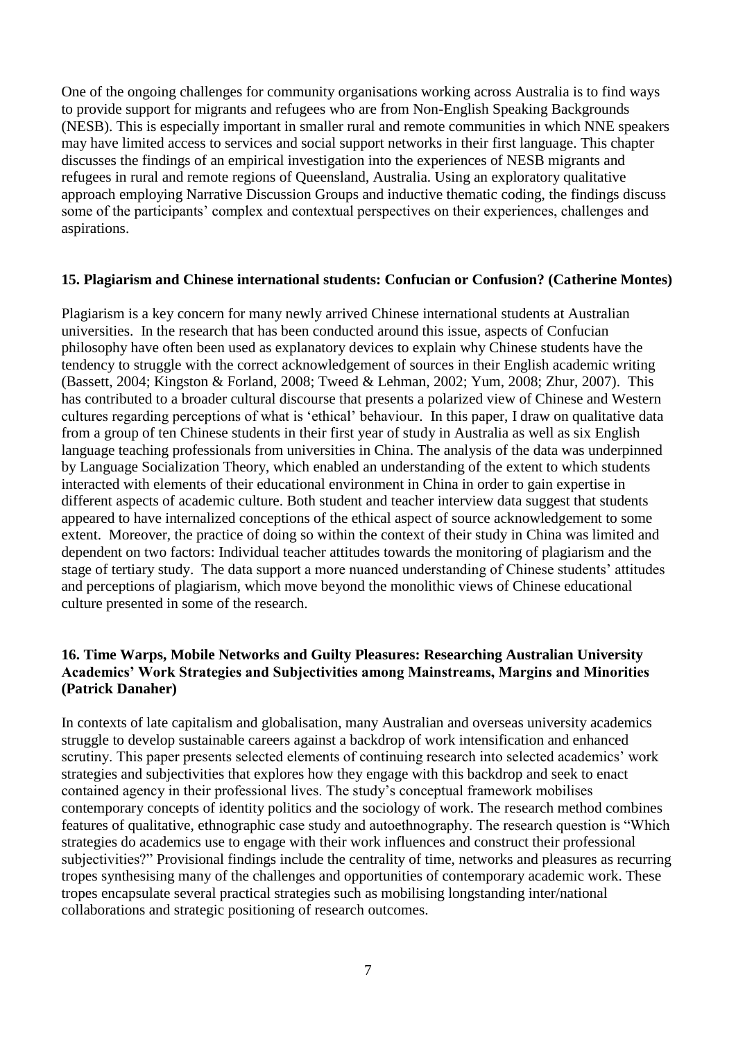One of the ongoing challenges for community organisations working across Australia is to find ways to provide support for migrants and refugees who are from Non-English Speaking Backgrounds (NESB). This is especially important in smaller rural and remote communities in which NNE speakers may have limited access to services and social support networks in their first language. This chapter discusses the findings of an empirical investigation into the experiences of NESB migrants and refugees in rural and remote regions of Queensland, Australia. Using an exploratory qualitative approach employing Narrative Discussion Groups and inductive thematic coding, the findings discuss some of the participants' complex and contextual perspectives on their experiences, challenges and aspirations.

### 15. Plagiarism and Chinese international students: Confucian or Confusion? (Catherine Montes)

Plagiarism is a key concern for many newly arrived Chinese international students at Australian universities. In the research that has been conducted around this issue, aspects of Confucian philosophy have often been used as explanatory devices to explain why Chinese students have the tendency to struggle with the correct acknowledgement of sources in their English academic writing (Bassett, 2004; Kingston & Forland, 2008; Tweed & Lehman, 2002; Yum, 2008; Zhur, 2007). This has contributed to a broader cultural discourse that presents a polarized view of Chinese and Western cultures regarding perceptions of what is 'ethical' behaviour. In this paper, I draw on qualitative data from a group of ten Chinese students in their first year of study in Australia as well as six English language teaching professionals from universities in China. The analysis of the data was underpinned by Language Socialization Theory, which enabled an understanding of the extent to which students interacted with elements of their educational environment in China in order to gain expertise in different aspects of academic culture. Both student and teacher interview data suggest that students appeared to have internalized conceptions of the ethical aspect of source acknowledgement to some extent. Moreover, the practice of doing so within the context of their study in China was limited and dependent on two factors: Individual teacher attitudes towards the monitoring of plagiarism and the stage of tertiary study. The data support a more nuanced understanding of Chinese students' attitudes and perceptions of plagiarism, which move beyond the monolithic views of Chinese educational culture presented in some of the research.

### 16. Time Warps, Mobile Networks and Guilty Pleasures: Researching Australian University Academics' Work Strategies and Subjectivities among Mainstreams, Margins and Minorities (Patrick Danaher)

In contexts of late capitalism and globalisation, many Australian and overseas university academics struggle to develop sustainable careers against a backdrop of work intensification and enhanced scrutiny. This paper presents selected elements of continuing research into selected academics' work strategies and subjectivities that explores how they engage with this backdrop and seek to enact contained agency in their professional lives. The study's conceptual framework mobilises contemporary concepts of identity politics and the sociology of work. The research method combines features of qualitative, ethnographic case study and autoethnography. The research question is "Which strategies do academics use to engage with their work influences and construct their professional subjectivities?" Provisional findings include the centrality of time, networks and pleasures as recurring tropes synthesising many of the challenges and opportunities of contemporary academic work. These tropes encapsulate several practical strategies such as mobilising longstanding inter/national collaborations and strategic positioning of research outcomes.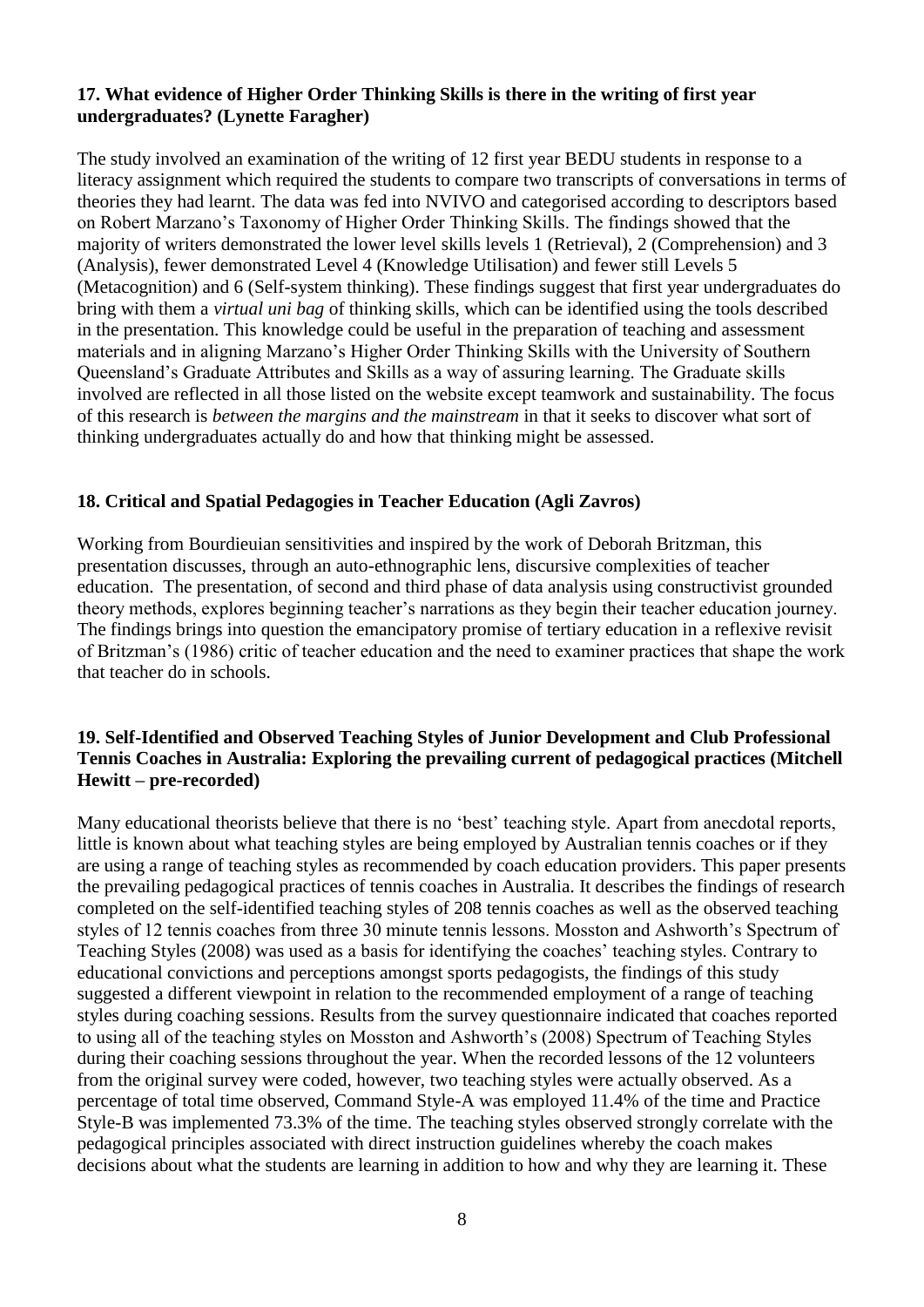**17. What evidence of Higher Order Thinking Skills is there in the writing of first year undergraduates? (Lynette Faragher)**

The study involved an examination of the writing of 12 first year BEDU students in response to a literacy assignment which required the students to compare two transcripts of conversations in terms of theories they had learnt. The data was fed into NVIVO and categorised according to descriptors based on Robert Marzano's Taxonomy of Higher Order Thinking Skills. The findings showed that the majority of writers demonstrated the lower level skills levels 1 (Retrieval), 2 (Comprehension) and 3 (Analysis), fewer demonstrated Level 4 (Knowledge Utilisation) and fewer still Levels 5 (Metacognition) and 6 (Self-system thinking). These findings suggest that first year undergraduates do bring with them a *virtual uni bag* of thinking skills, which can be identified using the tools described in the presentation. This knowledge could be useful in the preparation of teaching and assessment materials and in aligning Marzano's Higher Order Thinking Skills with the University of Southern Queensland's Graduate Attributes and Skills as a way of assuring learning. The Graduate skills involved are reflected in all those listed on the website except teamwork and sustainability. The focus of this research is *between the margins and the mainstream* in that it seeks to discover what sort of thinking undergraduates actually do and how that thinking might be assessed.

**18. Critical and Spatial Pedagogies in Teacher Education (Agli Zavros)**

Working from Bourdieuian sensitivities and inspired by the work of Deborah Britzman, this presentation discusses, through an auto-ethnographic lens, discursive complexities of teacher education. The presentation, of second and third phase of data analysis using constructivist grounded theory methods, explores beginning teacher's narrations as they begin their teacher education journey. The findings brings into question the emancipatory promise of tertiary education in a reflexive revisit of Britzman's (1986) critic of teacher education and the need to examiner practices that shape the work that teacher do in schools.

**19. Self-Identified and Observed Teaching Styles of Junior Development and Club Professional Tennis Coaches in Australia: Exploring the prevailing current of pedagogical practices (Mitchell Hewitt – pre-recorded)**

Many educational theorists believe that there is no 'best' teaching style. Apart from anecdotal reports, little is known about what teaching styles are being employed by Australian tennis coaches or if they are using a range of teaching styles as recommended by coach education providers. This paper presents the prevailing pedagogical practices of tennis coaches in Australia. It describes the findings of research completed on the self-identified teaching styles of 208 tennis coaches as well as the observed teaching styles of 12 tennis coaches from three 30 minute tennis lessons. Mosston and Ashworth's Spectrum of Teaching Styles (2008) was used as a basis for identifying the coaches' teaching styles. Contrary to educational convictions and perceptions amongst sports pedagogists, the findings of this study suggested a different viewpoint in relation to the recommended employment of a range of teaching styles during coaching sessions. Results from the survey questionnaire indicated that coaches reported to using all of the teaching styles on Mosston and Ashworth's (2008) Spectrum of Teaching Styles during their coaching sessions throughout the year. When the recorded lessons of the 12 volunteers from the original survey were coded, however, two teaching styles were actually observed. As a percentage of total time observed, Command Style-A was employed 11.4% of the time and Practice Style-B was implemented 73.3% of the time. The teaching styles observed strongly correlate with the pedagogical principles associated with direct instruction guidelines whereby the coach makes decisions about what the students are learning in addition to how and why they are learning it. These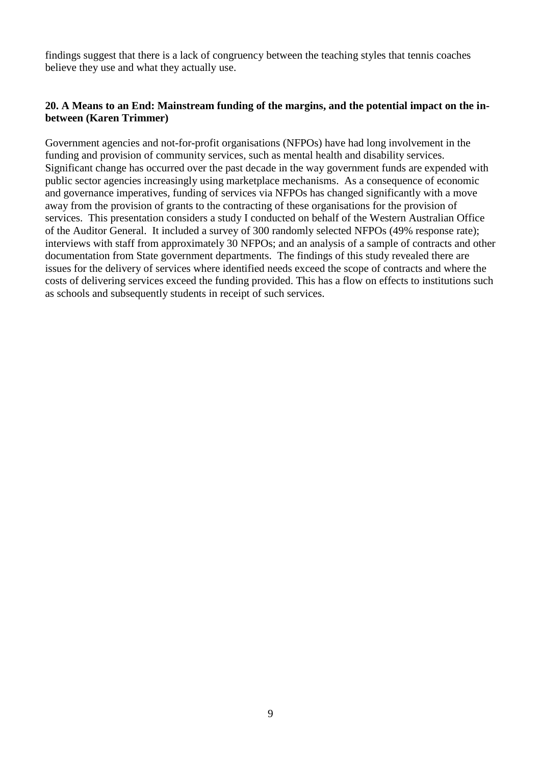findings suggest that there is a lack of congruency between the teaching styles that tennis coaches believe they use and what they actually use.

**20. A Means to an End: Mainstream funding of the margins, and the potential impact on the in-between (Karen Trimmer)**

Government agencies and not-for-profit organisations (NFPOs) have had long involvement in the funding and provision of community services, such as mental health and disability services. Significant change has occurred over the past decade in the way government funds are expended with public sector agencies increasingly using marketplace mechanisms. As a consequence of economic and governance imperatives, funding of services via NFPOs has changed significantly with a move away from the provision of grants to the contracting of these organisations for the provision of services. This presentation considers a study I conducted on behalf of the Western Australian Office of the Auditor General. It included a survey of 300 randomly selected NFPOs (49% response rate); interviews with staff from approximately 30 NFPOs; and an analysis of a sample of contracts and other documentation from State government departments. The findings of this study revealed there are issues for the delivery of services where identified needs exceed the scope of contracts and where the costs of delivering services exceed the funding provided. This has a flow on effects to institutions such as schools and subsequently students in receipt of such services.